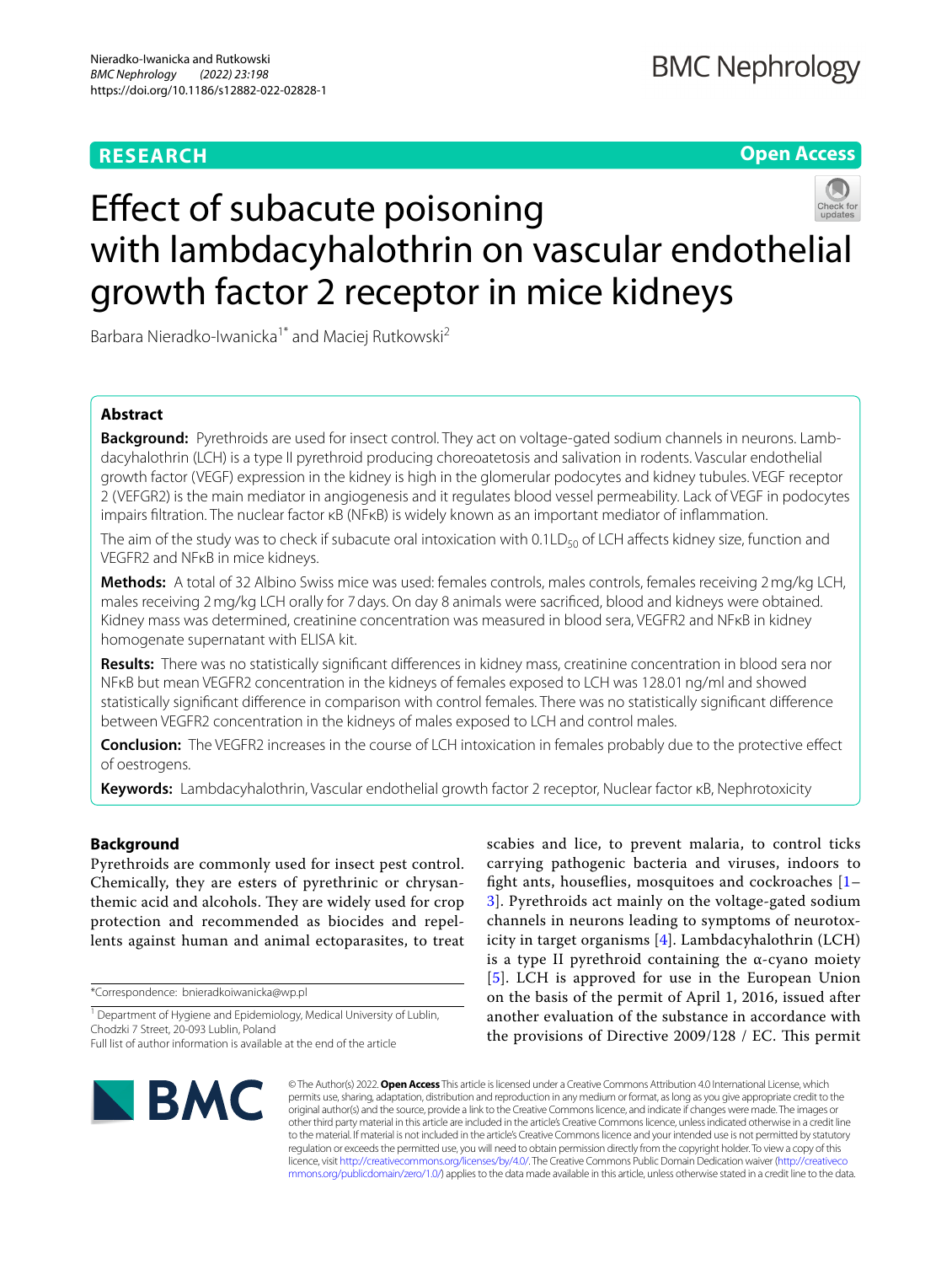RESEARCH

Open Access

# Effect of subacute poisoning with lambdacyhalothrin on vascular endothelial growth factor 2 receptor in mice kidneys

Barbara Nieradko-Iwanicka[1*] and Maciej Rutkowski[2]

## Abstract

**Background:** Pyrethroids are used for insect control. They act on voltage-gated sodium channels in neurons. Lambdacyhalothrin (LCH) is a type II pyrethroid producing choreoatetosis and salivation in rodents. Vascular endothelial growth factor (VEGF) expression in the kidney is high in the glomerular podocytes and kidney tubules. VEGF receptor 2 (VEFGR2) is the main mediator in angiogenesis and it regulates blood vessel permeability. Lack of VEGF in podocytes impairs filtration. The nuclear factor κB (NFκB) is widely known as an important mediator of inflammation.

The aim of the study was to check if subacute oral intoxication with $0.1LD_{50}$ of LCH affects kidney size, function and VEGFR2 and NFκB in mice kidneys.

**Methods:** A total of 32 Albino Swiss mice was used: females controls, males controls, females receiving 2 mg/kg LCH, males receiving 2 mg/kg LCH orally for 7 days. On day 8 animals were sacrificed, blood and kidneys were obtained. Kidney mass was determined, creatinine concentration was measured in blood sera, VEGFR2 and NFκB in kidney homogenate supernatant with ELISA kit.

**Results:** There was no statistically significant differences in kidney mass, creatinine concentration in blood sera nor NFκB but mean VEGFR2 concentration in the kidneys of females exposed to LCH was 128.01 ng/ml and showed statistically significant difference in comparison with control females. There was no statistically significant difference between VEGFR2 concentration in the kidneys of males exposed to LCH and control males.

**Conclusion:** The VEGFR2 increases in the course of LCH intoxication in females probably due to the protective effect of oestrogens.

**Keywords:** Lambdacyhalothrin, Vascular endothelial growth factor 2 receptor, Nuclear factor κB, Nephrotoxicity

## Background

Pyrethroids are commonly used for insect pest control. Chemically, they are esters of pyrethrinic or chrysanthemic acid and alcohols. They are widely used for crop protection and recommended as biocides and repellents against human and animal ectoparasites, to treat scabies and lice, to prevent malaria, to control ticks carrying pathogenic bacteria and viruses, indoors to fight ants, houseflies, mosquitoes and cockroaches [1–3]. Pyrethroids act mainly on the voltage-gated sodium channels in neurons leading to symptoms of neurotoxicity in target organisms [4]. Lambdacyhalothrin (LCH) is a type II pyrethroid containing the α-cyano moiety [5]. LCH is approved for use in the European Union on the basis of the permit of April 1, 2016, issued after another evaluation of the substance in accordance with the provisions of Directive 2009/128 / EC. This permit

*Correspondence: bnieradkoiwanicka@wp.pl

[1] Department of Hygiene and Epidemiology, Medical University of Lublin, Chodzki 7 Street, 20-093 Lublin, Poland

Full list of author information is available at the end of the article

© The Author(s) 2022. **Open Access** This article is licensed under a Creative Commons Attribution 4.0 International License, which permits use, sharing, adaptation, distribution and reproduction in any medium or format, as long as you give appropriate credit to the original author(s) and the source, provide a link to the Creative Commons licence, and indicate if changes were made. The images or other third party material in this article are included in the article's Creative Commons licence, unless indicated otherwise in a credit line to the material. If material is not included in the article's Creative Commons licence and your intended use is not permitted by statutory regulation or exceeds the permitted use, you will need to obtain permission directly from the copyright holder. To view a copy of this licence, visit http://creativecommons.org/licenses/by/4.0/. The Creative Commons Public Domain Dedication waiver (http://creativecommons.org/publicdomain/zero/1.0/) applies to the data made available in this article, unless otherwise stated in a credit line to the data.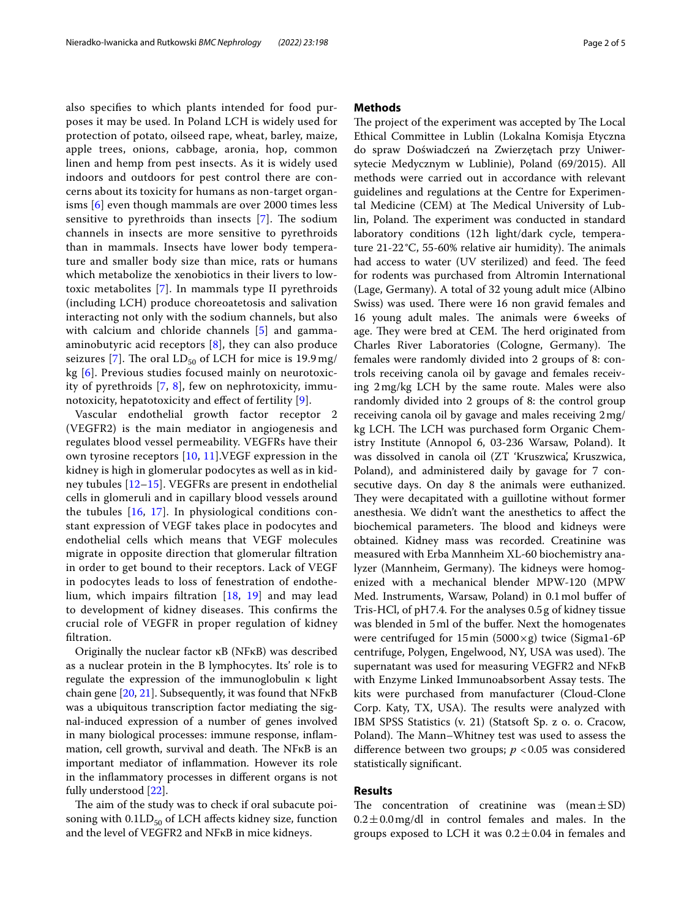also specifies to which plants intended for food purposes it may be used. In Poland LCH is widely used for protection of potato, oilseed rape, wheat, barley, maize, apple trees, onions, cabbage, aronia, hop, common linen and hemp from pest insects. As it is widely used indoors and outdoors for pest control there are concerns about its toxicity for humans as non-target organisms [6] even though mammals are over 2000 times less sensitive to pyrethroids than insects [7]. The sodium channels in insects are more sensitive to pyrethroids than in mammals. Insects have lower body temperature and smaller body size than mice, rats or humans which metabolize the xenobiotics in their livers to low-toxic metabolites [7]. In mammals type II pyrethroids (including LCH) produce choreoatetosis and salivation interacting not only with the sodium channels, but also with calcium and chloride channels [5] and gamma-aminobutyric acid receptors [8], they can also produce seizures [7]. The oral $LD_{50}$ of LCH for mice is 19.9 mg/kg [6]. Previous studies focused mainly on neurotoxicity of pyrethroids [7, 8], few on nephrotoxicity, immunotoxicity, hepatotoxicity and effect of fertility [9].

Vascular endothelial growth factor receptor 2 (VEGFR2) is the main mediator in angiogenesis and regulates blood vessel permeability. VEGFRs have their own tyrosine receptors [10, 11].VEGF expression in the kidney is high in glomerular podocytes as well as in kidney tubules [12–15]. VEGFRs are present in endothelial cells in glomeruli and in capillary blood vessels around the tubules [16, 17]. In physiological conditions constant expression of VEGF takes place in podocytes and endothelial cells which means that VEGF molecules migrate in opposite direction that glomerular filtration in order to get bound to their receptors. Lack of VEGF in podocytes leads to loss of fenestration of endothelium, which impairs filtration [18, 19] and may lead to development of kidney diseases. This confirms the crucial role of VEGFR in proper regulation of kidney filtration.

Originally the nuclear factor κB (NFκB) was described as a nuclear protein in the B lymphocytes. Its' role is to regulate the expression of the immunoglobulin κ light chain gene [20, 21]. Subsequently, it was found that NFκB was a ubiquitous transcription factor mediating the signal-induced expression of a number of genes involved in many biological processes: immune response, inflammation, cell growth, survival and death. The NFκB is an important mediator of inflammation. However its role in the inflammatory processes in different organs is not fully understood [22].

The aim of the study was to check if oral subacute poisoning with $0.1LD_{50}$ of LCH affects kidney size, function and the level of VEGFR2 and NFκB in mice kidneys.

## Methods

The project of the experiment was accepted by The Local Ethical Committee in Lublin (Lokalna Komisja Etyczna do spraw Doświadczeń na Zwierzętach przy Uniwersytecie Medycznym w Lublinie), Poland (69/2015). All methods were carried out in accordance with relevant guidelines and regulations at the Centre for Experimental Medicine (CEM) at The Medical University of Lublin, Poland. The experiment was conducted in standard laboratory conditions (12 h light/dark cycle, temperature 21-22 °C, 55-60% relative air humidity). The animals had access to water (UV sterilized) and feed. The feed for rodents was purchased from Altromin International (Lage, Germany). A total of 32 young adult mice (Albino Swiss) was used. There were 16 non gravid females and 16 young adult males. The animals were 6 weeks of age. They were bred at CEM. The herd originated from Charles River Laboratories (Cologne, Germany). The females were randomly divided into 2 groups of 8: controls receiving canola oil by gavage and females receiving 2 mg/kg LCH by the same route. Males were also randomly divided into 2 groups of 8: the control group receiving canola oil by gavage and males receiving 2 mg/kg LCH. The LCH was purchased form Organic Chemistry Institute (Annopol 6, 03-236 Warsaw, Poland). It was dissolved in canola oil (ZT 'Kruszwica', Kruszwica, Poland), and administered daily by gavage for 7 consecutive days. On day 8 the animals were euthanized. They were decapitated with a guillotine without former anesthesia. We didn't want the anesthetics to affect the biochemical parameters. The blood and kidneys were obtained. Kidney mass was recorded. Creatinine was measured with Erba Mannheim XL-60 biochemistry analyzer (Mannheim, Germany). The kidneys were homogenized with a mechanical blender MPW-120 (MPW Med. Instruments, Warsaw, Poland) in 0.1 mol buffer of Tris-HCl, of pH 7.4. For the analyses 0.5 g of kidney tissue was blended in 5 ml of the buffer. Next the homogenates were centrifuged for 15 min (5000 × g) twice (Sigma1-6P centrifuge, Polygen, Engelwood, NY, USA was used). The supernatant was used for measuring VEGFR2 and NFκB with Enzyme Linked Immunoabsorbent Assay tests. The kits were purchased from manufacturer (Cloud-Clone Corp. Katy, TX, USA). The results were analyzed with IBM SPSS Statistics (v. 21) (Statsoft Sp. z o. o. Cracow, Poland). The Mann–Whitney test was used to assess the difference between two groups; $p < 0.05$ was considered statistically significant.

## Results

The concentration of creatinine was (mean ± SD) 0.2 ± 0.0 mg/dl in control females and males. In the groups exposed to LCH it was 0.2 ± 0.04 in females and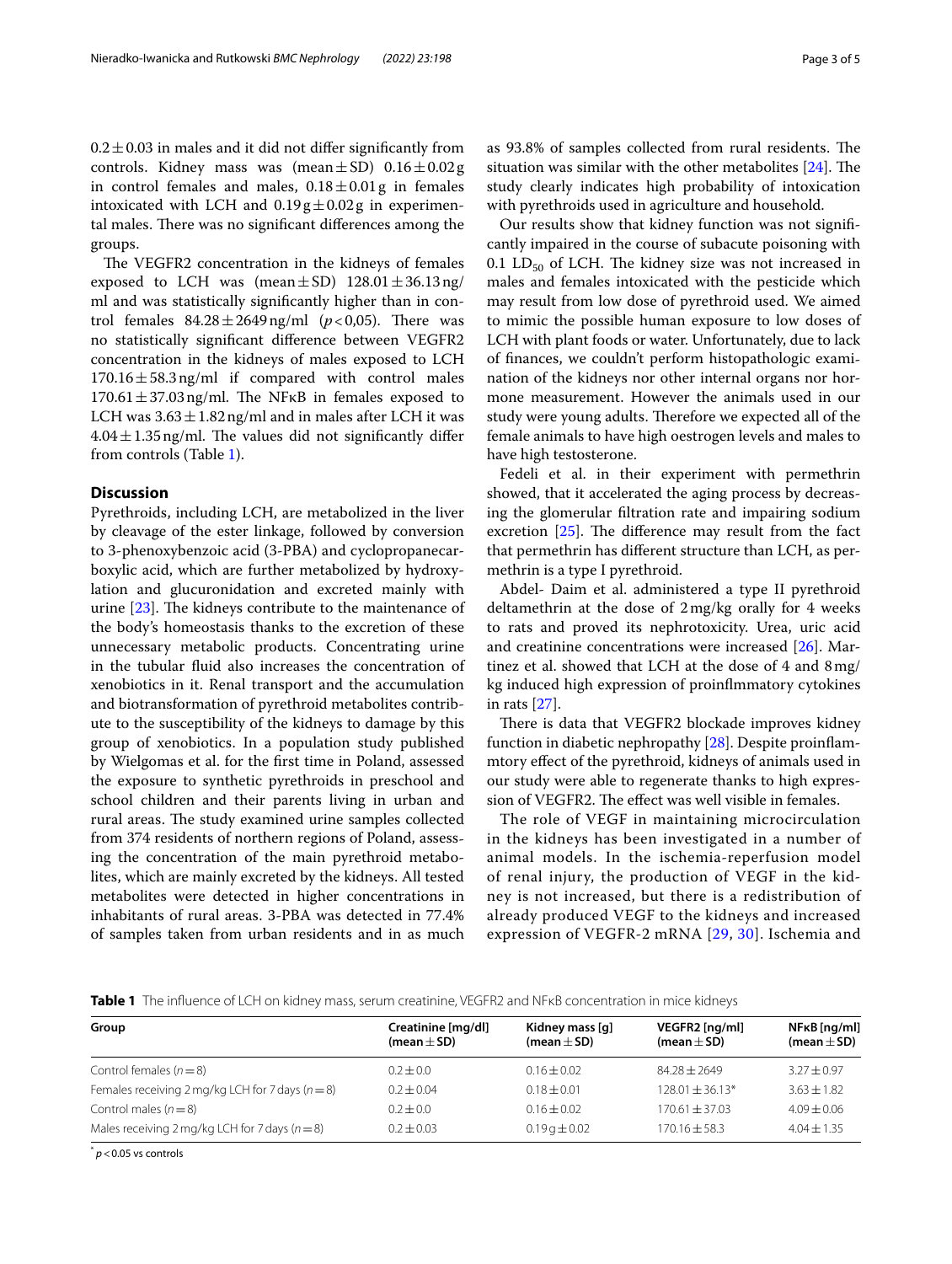0.2 ± 0.03 in males and it did not differ significantly from controls. Kidney mass was (mean ± SD) 0.16 ± 0.02 g in control females and males, 0.18 ± 0.01 g in females intoxicated with LCH and 0.19 g ± 0.02 g in experimental males. There was no significant differences among the groups.

The VEGFR2 concentration in the kidneys of females exposed to LCH was (mean ± SD) 128.01 ± 36.13 ng/ml and was statistically significantly higher than in control females 84.28 ± 2649 ng/ml ($p < 0,05$). There was no statistically significant difference between VEGFR2 concentration in the kidneys of males exposed to LCH 170.16 ± 58.3 ng/ml if compared with control males 170.61 ± 37.03 ng/ml. The NFκB in females exposed to LCH was 3.63 ± 1.82 ng/ml and in males after LCH it was 4.04 ± 1.35 ng/ml. The values did not significantly differ from controls (Table 1).

## Discussion

Pyrethroids, including LCH, are metabolized in the liver by cleavage of the ester linkage, followed by conversion to 3-phenoxybenzoic acid (3-PBA) and cyclopropanecarboxylic acid, which are further metabolized by hydroxylation and glucuronidation and excreted mainly with urine [23]. The kidneys contribute to the maintenance of the body's homeostasis thanks to the excretion of these unnecessary metabolic products. Concentrating urine in the tubular fluid also increases the concentration of xenobiotics in it. Renal transport and the accumulation and biotransformation of pyrethroid metabolites contribute to the susceptibility of the kidneys to damage by this group of xenobiotics. In a population study published by Wielgomas et al. for the first time in Poland, assessed the exposure to synthetic pyrethroids in preschool and school children and their parents living in urban and rural areas. The study examined urine samples collected from 374 residents of northern regions of Poland, assessing the concentration of the main pyrethroid metabolites, which are mainly excreted by the kidneys. All tested metabolites were detected in higher concentrations in inhabitants of rural areas. 3-PBA was detected in 77.4% of samples taken from urban residents and in as much as 93.8% of samples collected from rural residents. The situation was similar with the other metabolites [24]. The study clearly indicates high probability of intoxication with pyrethroids used in agriculture and household.

Our results show that kidney function was not significantly impaired in the course of subacute poisoning with 0.1 $LD_{50}$ of LCH. The kidney size was not increased in males and females intoxicated with the pesticide which may result from low dose of pyrethroid used. We aimed to mimic the possible human exposure to low doses of LCH with plant foods or water. Unfortunately, due to lack of finances, we couldn't perform histopathologic examination of the kidneys nor other internal organs nor hormone measurement. However the animals used in our study were young adults. Therefore we expected all of the female animals to have high oestrogen levels and males to have high testosterone.

Fedeli et al. in their experiment with permethrin showed, that it accelerated the aging process by decreasing the glomerular filtration rate and impairing sodium excretion [25]. The difference may result from the fact that permethrin has different structure than LCH, as permethrin is a type I pyrethroid.

Abdel- Daim et al. administered a type II pyrethroid deltamethrin at the dose of 2 mg/kg orally for 4 weeks to rats and proved its nephrotoxicity. Urea, uric acid and creatinine concentrations were increased [26]. Martinez et al. showed that LCH at the dose of 4 and 8 mg/kg induced high expression of proinflmmatory cytokines in rats [27].

There is data that VEGFR2 blockade improves kidney function in diabetic nephropathy [28]. Despite proinflammtory effect of the pyrethroid, kidneys of animals used in our study were able to regenerate thanks to high expression of VEGFR2. The effect was well visible in females.

The role of VEGF in maintaining microcirculation in the kidneys has been investigated in a number of animal models. In the ischemia-reperfusion model of renal injury, the production of VEGF in the kidney is not increased, but there is a redistribution of already produced VEGF to the kidneys and increased expression of VEGFR-2 mRNA [29, 30]. Ischemia and

**Table 1** The influence of LCH on kidney mass, serum creatinine, VEGFR2 and NFκB concentration in mice kidneys

| Group | Creatinine [mg/dl] (mean ± SD) | Kidney mass [g] (mean ± SD) | VEGFR2 [ng/ml] (mean ± SD) | NFκB [ng/ml] (mean ± SD) |
|---|---|---|---|---|
| Control females ($n = 8$) | 0.2 ± 0.0 | 0.16 ± 0.02 | 84.28 ± 2649 | 3.27 ± 0.97 |
| Females receiving 2 mg/kg LCH for 7 days ($n = 8$) | 0.2 ± 0.04 | 0.18 ± 0.01 | 128.01 ± 36.13* | 3.63 ± 1.82 |
| Control males ($n = 8$) | 0.2 ± 0.0 | 0.16 ± 0.02 | 170.61 ± 37.03 | 4.09 ± 0.06 |
| Males receiving 2 mg/kg LCH for 7 days ($n = 8$) | 0.2 ± 0.03 | 0.19 g ± 0.02 | 170.16 ± 58.3 | 4.04 ± 1.35 |

* $p < 0.05$ vs controls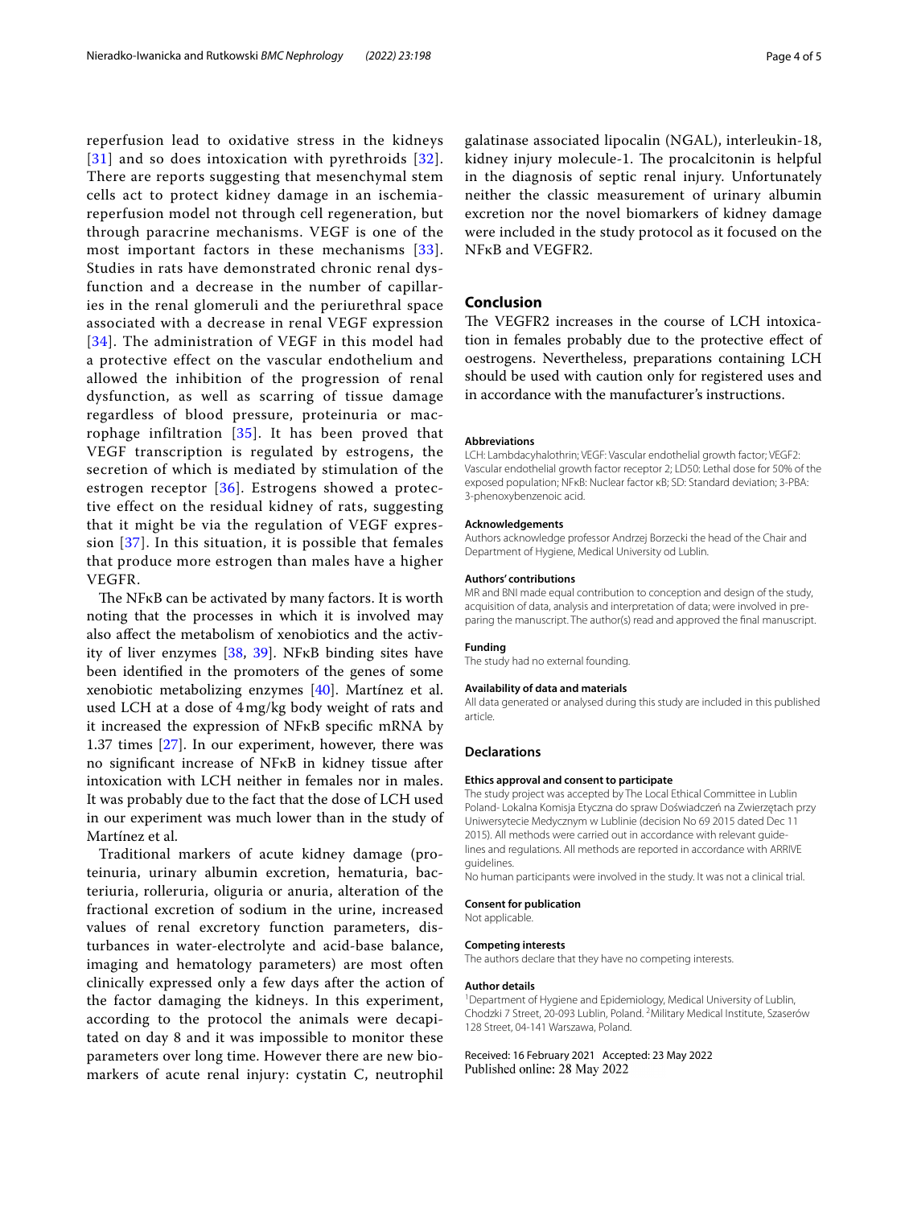reperfusion lead to oxidative stress in the kidneys [31] and so does intoxication with pyrethroids [32]. There are reports suggesting that mesenchymal stem cells act to protect kidney damage in an ischemia-reperfusion model not through cell regeneration, but through paracrine mechanisms. VEGF is one of the most important factors in these mechanisms [33]. Studies in rats have demonstrated chronic renal dysfunction and a decrease in the number of capillaries in the renal glomeruli and the periurethral space associated with a decrease in renal VEGF expression [34]. The administration of VEGF in this model had a protective effect on the vascular endothelium and allowed the inhibition of the progression of renal dysfunction, as well as scarring of tissue damage regardless of blood pressure, proteinuria or macrophage infiltration [35]. It has been proved that VEGF transcription is regulated by estrogens, the secretion of which is mediated by stimulation of the estrogen receptor [36]. Estrogens showed a protective effect on the residual kidney of rats, suggesting that it might be via the regulation of VEGF expression [37]. In this situation, it is possible that females that produce more estrogen than males have a higher VEGFR.

The NFκB can be activated by many factors. It is worth noting that the processes in which it is involved may also affect the metabolism of xenobiotics and the activity of liver enzymes [38, 39]. NFκB binding sites have been identified in the promoters of the genes of some xenobiotic metabolizing enzymes [40]. Martínez et al. used LCH at a dose of 4 mg/kg body weight of rats and it increased the expression of NFκB specific mRNA by 1.37 times [27]. In our experiment, however, there was no significant increase of NFκB in kidney tissue after intoxication with LCH neither in females nor in males. It was probably due to the fact that the dose of LCH used in our experiment was much lower than in the study of Martínez et al.

Traditional markers of acute kidney damage (proteinuria, urinary albumin excretion, hematuria, bacteriuria, rolleruria, oliguria or anuria, alteration of the fractional excretion of sodium in the urine, increased values of renal excretory function parameters, disturbances in water-electrolyte and acid-base balance, imaging and hematology parameters) are most often clinically expressed only a few days after the action of the factor damaging the kidneys. In this experiment, according to the protocol the animals were decapitated on day 8 and it was impossible to monitor these parameters over long time. However there are new biomarkers of acute renal injury: cystatin C, neutrophil galatinase associated lipocalin (NGAL), interleukin-18, kidney injury molecule-1. The procalcitonin is helpful in the diagnosis of septic renal injury. Unfortunately neither the classic measurement of urinary albumin excretion nor the novel biomarkers of kidney damage were included in the study protocol as it focused on the NFκB and VEGFR2.

## Conclusion

The VEGFR2 increases in the course of LCH intoxication in females probably due to the protective effect of oestrogens. Nevertheless, preparations containing LCH should be used with caution only for registered uses and in accordance with the manufacturer's instructions.

#### Abbreviations

LCH: Lambdacyhalothrin; VEGF: Vascular endothelial growth factor; VEGF2: Vascular endothelial growth factor receptor 2; LD50: Lethal dose for 50% of the exposed population; NFκB: Nuclear factor κB; SD: Standard deviation; 3-PBA: 3-phenoxybenzenoic acid.

#### Acknowledgements

Authors acknowledge professor Andrzej Borzecki the head of the Chair and Department of Hygiene, Medical University od Lublin.

#### Authors' contributions

MR and BNI made equal contribution to conception and design of the study, acquisition of data, analysis and interpretation of data; were involved in preparing the manuscript. The author(s) read and approved the final manuscript.

#### Funding

The study had no external founding.

#### Availability of data and materials

All data generated or analysed during this study are included in this published article.

## Declarations

#### Ethics approval and consent to participate

The study project was accepted by The Local Ethical Committee in Lublin Poland- Lokalna Komisja Etyczna do spraw Doświadczeń na Zwierzętach przy Uniwersytecie Medycznym w Lublinie (decision No 69 2015 dated Dec 11 2015). All methods were carried out in accordance with relevant guidelines and regulations. All methods are reported in accordance with ARRIVE guidelines.

No human participants were involved in the study. It was not a clinical trial.

#### Consent for publication

Not applicable.

#### Competing interests

The authors declare that they have no competing interests.

#### Author details

[1]Department of Hygiene and Epidemiology, Medical University of Lublin, Chodzki 7 Street, 20-093 Lublin, Poland. [2]Military Medical Institute, Szaserów 128 Street, 04-141 Warszawa, Poland.

Received: 16 February 2021 Accepted: 23 May 2022
Published online: 28 May 2022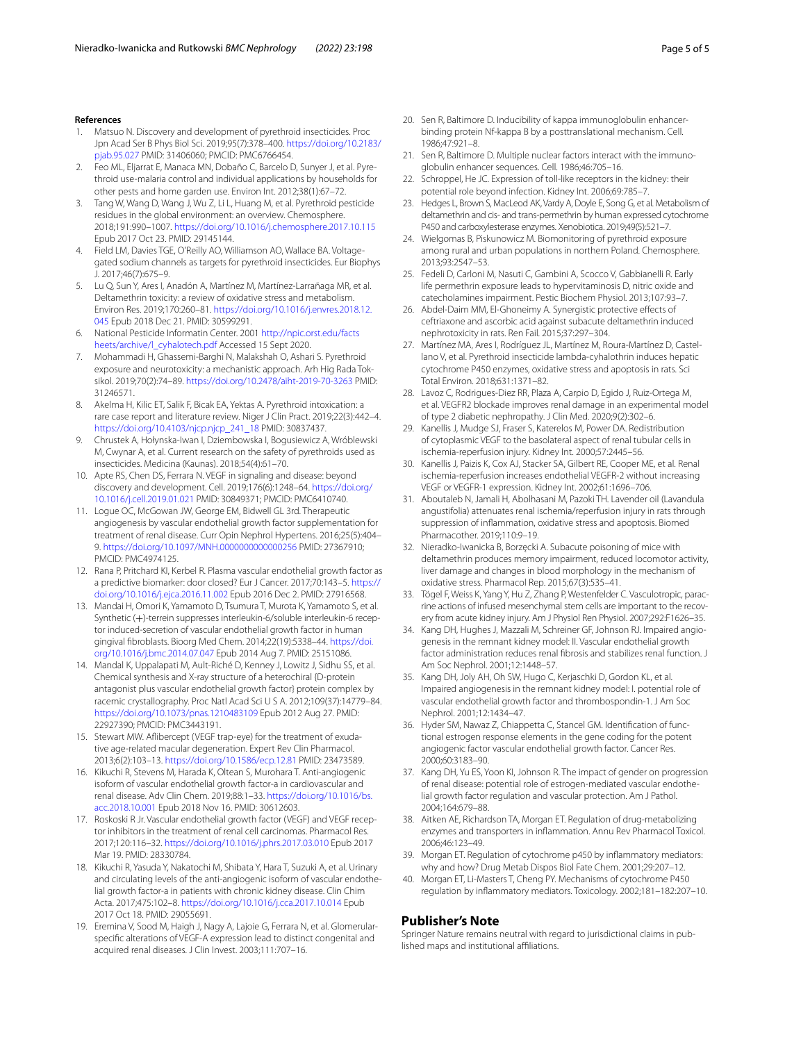## References

1. Matsuo N. Discovery and development of pyrethroid insecticides. Proc Jpn Acad Ser B Phys Biol Sci. 2019;95(7):378–400. https://doi.org/10.2183/pjab.95.027 PMID: 31406060; PMCID: PMC6766454.
2. Feo ML, Eljarrat E, Manaca MN, Dobaño C, Barcelo D, Sunyer J, et al. Pyrethroid use-malaria control and individual applications by households for other pests and home garden use. Environ Int. 2012;38(1):67–72.
3. Tang W, Wang D, Wang J, Wu Z, Li L, Huang M, et al. Pyrethroid pesticide residues in the global environment: an overview. Chemosphere. 2018;191:990–1007. https://doi.org/10.1016/j.chemosphere.2017.10.115 Epub 2017 Oct 23. PMID: 29145144.
4. Field LM, Davies TGE, O'Reilly AO, Williamson AO, Wallace BA. Voltage-gated sodium channels as targets for pyrethroid insecticides. Eur Biophys J. 2017;46(7):675–9.
5. Lu Q, Sun Y, Ares I, Anadón A, Martínez M, Martínez-Larrañaga MR, et al. Deltamethrin toxicity: a review of oxidative stress and metabolism. Environ Res. 2019;170:260–81. https://doi.org/10.1016/j.envres.2018.12.045 Epub 2018 Dec 21. PMID: 30599291.
6. National Pesticide Informatin Center. 2001 http://npic.orst.edu/factsheets/archive/l_cyhalotech.pdf Accessed 15 Sept 2020.
7. Mohammadi H, Ghassemi-Barghi N, Malakshah O, Ashari S. Pyrethroid exposure and neurotoxicity: a mechanistic approach. Arh Hig Rada Toksikol. 2019;70(2):74–89. https://doi.org/10.2478/aiht-2019-70-3263 PMID: 31246571.
8. Akelma H, Kilic ET, Salik F, Bicak EA, Yektas A. Pyrethroid intoxication: a rare case report and literature review. Niger J Clin Pract. 2019;22(3):442–4. https://doi.org/10.4103/njcp.njcp_241_18 PMID: 30837437.
9. Chrustek A, Hołynska-Iwan I, Dziembowska I, Bogusiewicz A, Wróblewski M, Cwynar A, et al. Current research on the safety of pyrethroids used as insecticides. Medicina (Kaunas). 2018;54(4):61–70.
10. Apte RS, Chen DS, Ferrara N. VEGF in signaling and disease: beyond discovery and development. Cell. 2019;176(6):1248–64. https://doi.org/10.1016/j.cell.2019.01.021 PMID: 30849371; PMCID: PMC6410740.
11. Logue OC, McGowan JW, George EM, Bidwell GL 3rd. Therapeutic angiogenesis by vascular endothelial growth factor supplementation for treatment of renal disease. Curr Opin Nephrol Hypertens. 2016;25(5):404–9. https://doi.org/10.1097/MNH.0000000000000256 PMID: 27367910; PMCID: PMC4974125.
12. Rana P, Pritchard KI, Kerbel R. Plasma vascular endothelial growth factor as a predictive biomarker: door closed? Eur J Cancer. 2017;70:143–5. https://doi.org/10.1016/j.ejca.2016.11.002 Epub 2016 Dec 2. PMID: 27916568.
13. Mandai H, Omori K, Yamamoto D, Tsumura T, Murota K, Yamamoto S, et al. Synthetic (+)-terrein suppresses interleukin-6/soluble interleukin-6 receptor induced-secretion of vascular endothelial growth factor in human gingival fibroblasts. Bioorg Med Chem. 2014;22(19):5338–44. https://doi.org/10.1016/j.bmc.2014.07.047 Epub 2014 Aug 7. PMID: 25151086.
14. Mandal K, Uppalapati M, Ault-Riché D, Kenney J, Lowitz J, Sidhu SS, et al. Chemical synthesis and X-ray structure of a heterochiral {D-protein antagonist plus vascular endothelial growth factor} protein complex by racemic crystallography. Proc Natl Acad Sci U S A. 2012;109(37):14779–84. https://doi.org/10.1073/pnas.1210483109 Epub 2012 Aug 27. PMID: 22927390; PMCID: PMC3443191.
15. Stewart MW. Aflibercept (VEGF trap-eye) for the treatment of exudative age-related macular degeneration. Expert Rev Clin Pharmacol. 2013;6(2):103–13. https://doi.org/10.1586/ecp.12.81 PMID: 23473589.
16. Kikuchi R, Stevens M, Harada K, Oltean S, Murohara T. Anti-angiogenic isoform of vascular endothelial growth factor-a in cardiovascular and renal disease. Adv Clin Chem. 2019;88:1–33. https://doi.org/10.1016/bs.acc.2018.10.001 Epub 2018 Nov 16. PMID: 30612603.
17. Roskoski R Jr. Vascular endothelial growth factor (VEGF) and VEGF receptor inhibitors in the treatment of renal cell carcinomas. Pharmacol Res. 2017;120:116–32. https://doi.org/10.1016/j.phrs.2017.03.010 Epub 2017 Mar 19. PMID: 28330784.
18. Kikuchi R, Yasuda Y, Nakatochi M, Shibata Y, Hara T, Suzuki A, et al. Urinary and circulating levels of the anti-angiogenic isoform of vascular endothelial growth factor-a in patients with chronic kidney disease. Clin Chim Acta. 2017;475:102–8. https://doi.org/10.1016/j.cca.2017.10.014 Epub 2017 Oct 18. PMID: 29055691.
19. Eremina V, Sood M, Haigh J, Nagy A, Lajoie G, Ferrara N, et al. Glomerular-specific alterations of VEGF-A expression lead to distinct congenital and acquired renal diseases. J Clin Invest. 2003;111:707–16.
20. Sen R, Baltimore D. Inducibility of kappa immunoglobulin enhancer-binding protein Nf-kappa B by a posttranslational mechanism. Cell. 1986;47:921–8.
21. Sen R, Baltimore D. Multiple nuclear factors interact with the immunoglobulin enhancer sequences. Cell. 1986;46:705–16.
22. Schroppel, He JC. Expression of toll-like receptors in the kidney: their potential role beyond infection. Kidney Int. 2006;69:785–7.
23. Hedges L, Brown S, MacLeod AK, Vardy A, Doyle E, Song G, et al. Metabolism of deltamethrin and cis- and trans-permethrin by human expressed cytochrome P450 and carboxylesterase enzymes. Xenobiotica. 2019;49(5):521–7.
24. Wielgomas B, Piskunowicz M. Biomonitoring of pyrethroid exposure among rural and urban populations in northern Poland. Chemosphere. 2013;93:2547–53.
25. Fedeli D, Carloni M, Nasuti C, Gambini A, Scocco V, Gabbianelli R. Early life permethrin exposure leads to hypervitaminosis D, nitric oxide and catecholamines impairment. Pestic Biochem Physiol. 2013;107:93–7.
26. Abdel-Daim MM, El-Ghoneimy A. Synergistic protective effects of ceftriaxone and ascorbic acid against subacute deltamethrin induced nephrotoxicity in rats. Ren Fail. 2015;37:297–304.
27. Martínez MA, Ares I, Rodríguez JL, Martínez M, Roura-Martínez D, Castellano V, et al. Pyrethroid insecticide lambda-cyhalothrin induces hepatic cytochrome P450 enzymes, oxidative stress and apoptosis in rats. Sci Total Environ. 2018;631:1371–82.
28. Lavoz C, Rodrigues-Diez RR, Plaza A, Carpio D, Egido J, Ruiz-Ortega M, et al. VEGFR2 blockade improves renal damage in an experimental model of type 2 diabetic nephropathy. J Clin Med. 2020;9(2):302–6.
29. Kanellis J, Mudge SJ, Fraser S, Katerelos M, Power DA. Redistribution of cytoplasmic VEGF to the basolateral aspect of renal tubular cells in ischemia-reperfusion injury. Kidney Int. 2000;57:2445–56.
30. Kanellis J, Paizis K, Cox AJ, Stacker SA, Gilbert RE, Cooper ME, et al. Renal ischemia-reperfusion increases endothelial VEGFR-2 without increasing VEGF or VEGFR-1 expression. Kidney Int. 2002;61:1696–706.
31. Aboutaleb N, Jamali H, Abolhasani M, Pazoki TH. Lavender oil (Lavandula angustifolia) attenuates renal ischemia/reperfusion injury in rats through suppression of inflammation, oxidative stress and apoptosis. Biomed Pharmacother. 2019;110:9–19.
32. Nieradko-Iwanicka B, Borzęcki A. Subacute poisoning of mice with deltamethrin produces memory impairment, reduced locomotor activity, liver damage and changes in blood morphology in the mechanism of oxidative stress. Pharmacol Rep. 2015;67(3):535–41.
33. Tögel F, Weiss K, Yang Y, Hu Z, Zhang P, Westenfelder C. Vasculotropic, paracrine actions of infused mesenchymal stem cells are important to the recovery from acute kidney injury. Am J Physiol Ren Physiol. 2007;292:F1626–35.
34. Kang DH, Hughes J, Mazzali M, Schreiner GF, Johnson RJ. Impaired angiogenesis in the remnant kidney model: II. Vascular endothelial growth factor administration reduces renal fibrosis and stabilizes renal function. J Am Soc Nephrol. 2001;12:1448–57.
35. Kang DH, Joly AH, Oh SW, Hugo C, Kerjaschki D, Gordon KL, et al. Impaired angiogenesis in the remnant kidney model: I. potential role of vascular endothelial growth factor and thrombospondin-1. J Am Soc Nephrol. 2001;12:1434–47.
36. Hyder SM, Nawaz Z, Chiappetta C, Stancel GM. Identification of functional estrogen response elements in the gene coding for the potent angiogenic factor vascular endothelial growth factor. Cancer Res. 2000;60:3183–90.
37. Kang DH, Yu ES, Yoon KI, Johnson R. The impact of gender on progression of renal disease: potential role of estrogen-mediated vascular endothelial growth factor regulation and vascular protection. Am J Pathol. 2004;164:679–88.
38. Aitken AE, Richardson TA, Morgan ET. Regulation of drug-metabolizing enzymes and transporters in inflammation. Annu Rev Pharmacol Toxicol. 2006;46:123–49.
39. Morgan ET. Regulation of cytochrome p450 by inflammatory mediators: why and how? Drug Metab Dispos Biol Fate Chem. 2001;29:207–12.
40. Morgan ET, Li-Masters T, Cheng PY. Mechanisms of cytochrome P450 regulation by inflammatory mediators. Toxicology. 2002;181–182:207–10.

## Publisher's Note

Springer Nature remains neutral with regard to jurisdictional claims in published maps and institutional affiliations.